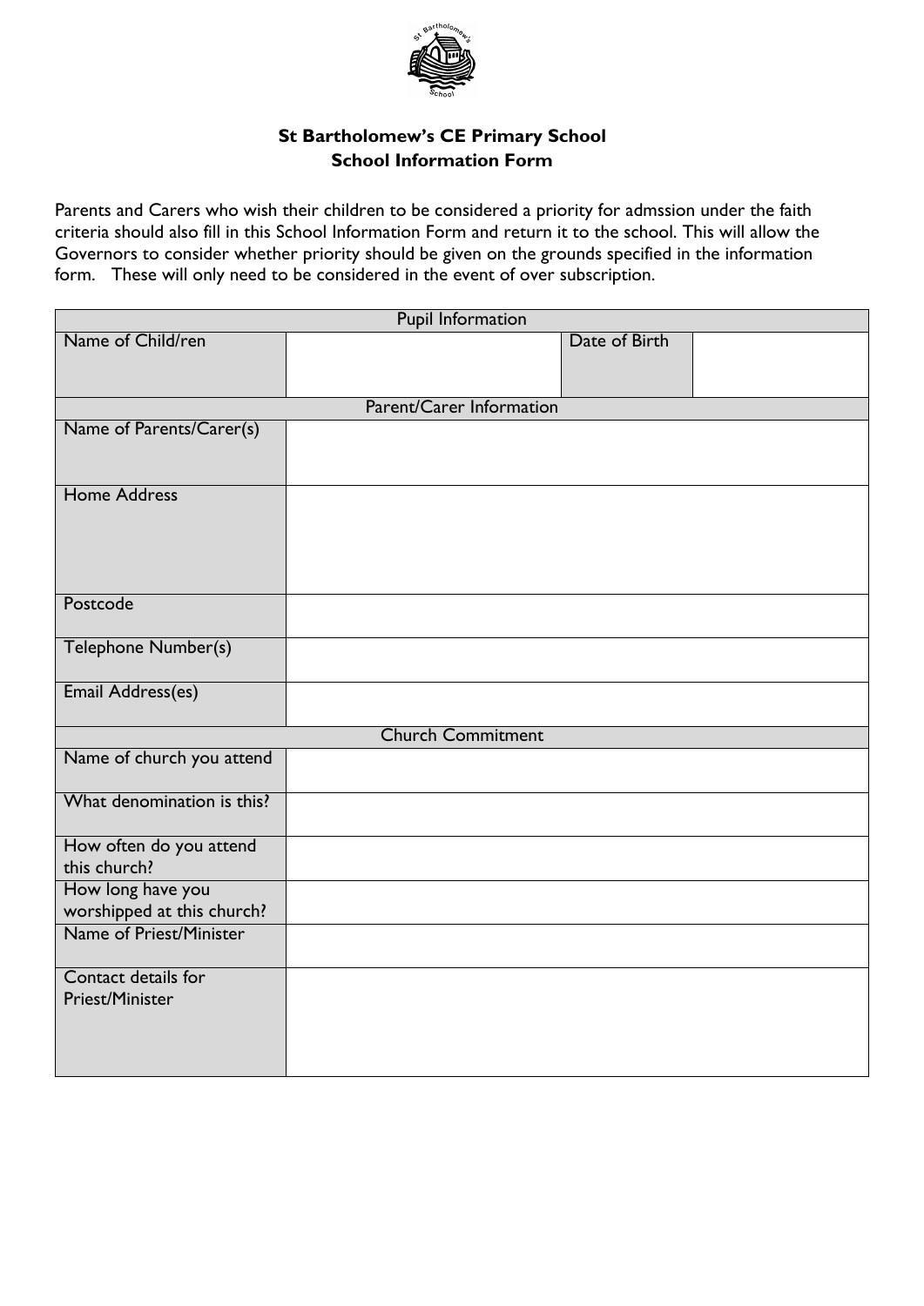**St Bartholomew's CE Primary School**
**School Information Form**

Parents and Carers who wish their children to be considered a priority for admssion under the faith criteria should also fill in this School Information Form and return it to the school. This will allow the Governors to consider whether priority should be given on the grounds specified in the information form. These will only need to be considered in the event of over subscription.

| Pupil Information | | | |
|---|---|---|---|
| Name of Child/ren | | Date of Birth | |
| **Parent/Carer Information** | | | |
| Name of Parents/Carer(s) | | | |
| Home Address | | | |
| Postcode | | | |
| Telephone Number(s) | | | |
| Email Address(es) | | | |
| **Church Commitment** | | | |
| Name of church you attend | | | |
| What denomination is this? | | | |
| How often do you attend this church? | | | |
| How long have you worshipped at this church? | | | |
| Name of Priest/Minister | | | |
| Contact details for Priest/Minister | | | |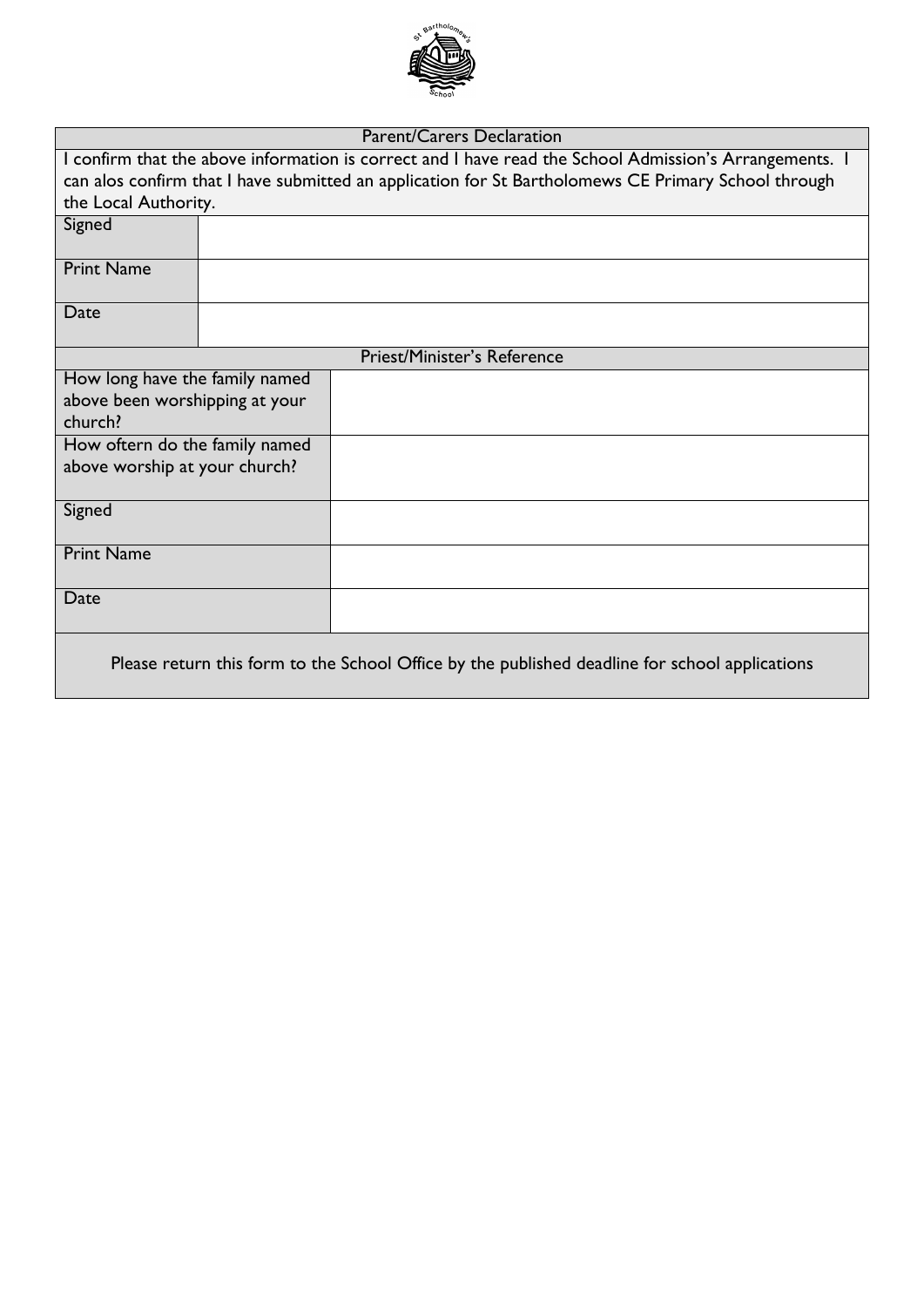| Parent/Carers Declaration | |
|---|---|
| I confirm that the above information is correct and I have read the School Admission's Arrangements. I can alos confirm that I have submitted an application for St Bartholomews CE Primary School through the Local Authority. | |
| Signed | |
| Print Name | |
| Date | |

| Priest/Minister's Reference | |
|---|---|
| How long have the family named above been worshipping at your church? | |
| How oftern do the family named above worship at your church? | |
| Signed | |
| Print Name | |
| Date | |

Please return this form to the School Office by the published deadline for school applications